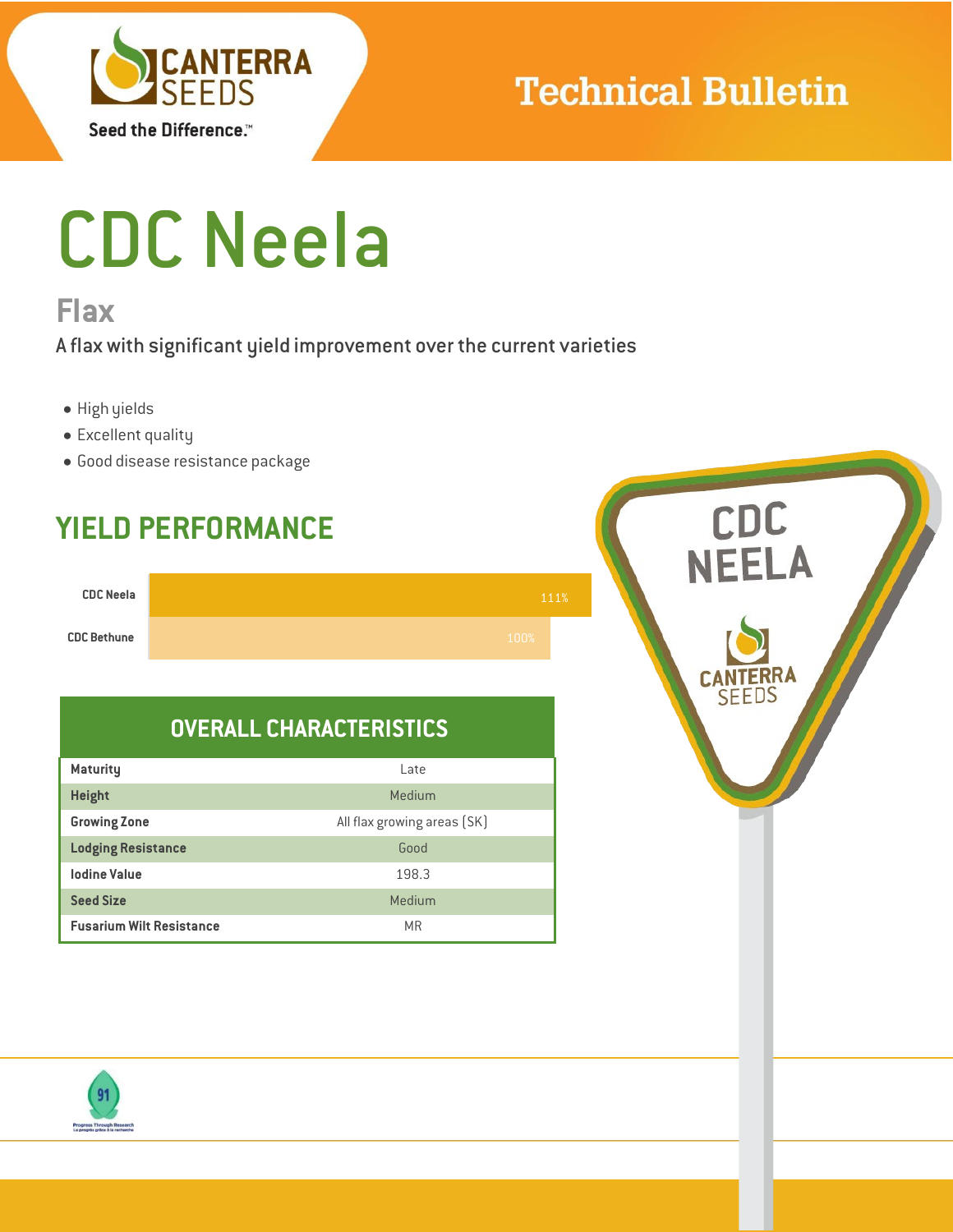Technical Bulletin

# CDC Neela

## Flax

A flax with significant yield improvement over the current varieties

- High yields
- Excellent quality
- Good disease resistance package

## YIELD PERFORMANCE

| Variety | Yield |
|---|---|
| CDC Neela | 111% |
| CDC Bethune | 100% |

## OVERALL CHARACTERISTICS

| Characteristic | Value |
|---|---|
| Maturity | Late |
| Height | Medium |
| Growing Zone | All flax growing areas (SK) |
| Lodging Resistance | Good |
| Iodine Value | 198.3 |
| Seed Size | Medium |
| Fusarium Wilt Resistance | MR |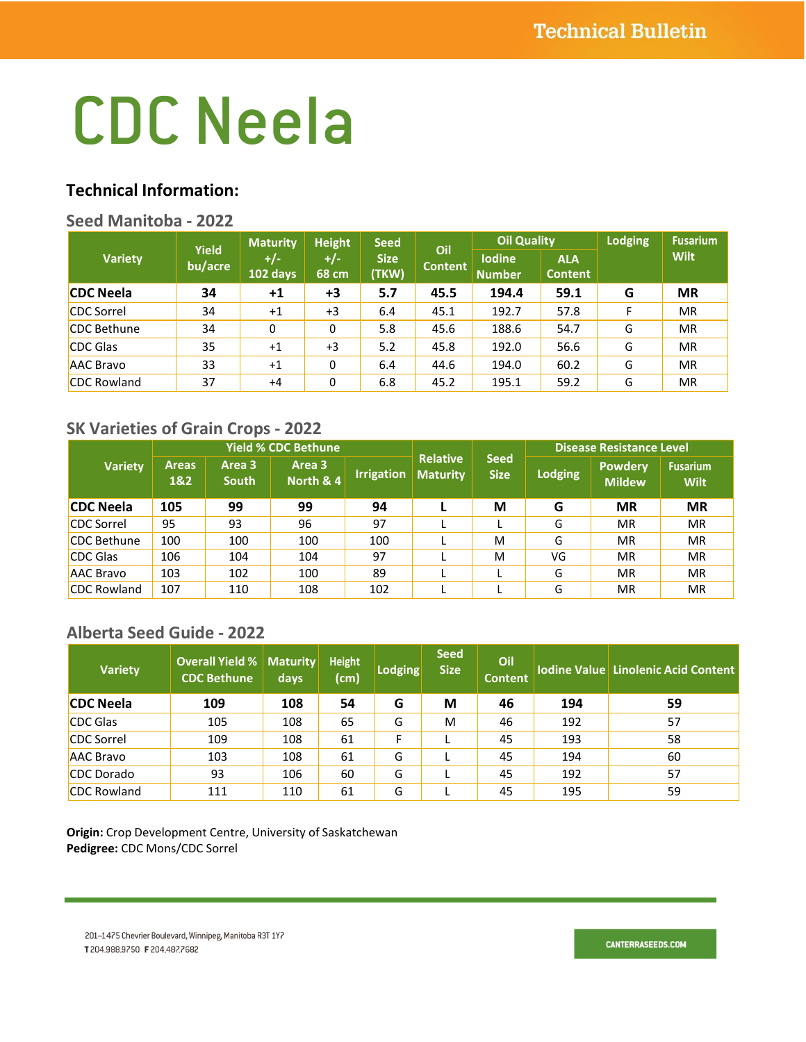# CDC Neela

## Technical Information:

### Seed Manitoba - 2022

| Variety | Yield bu/acre | Maturity +/- 102 days | Height +/- 68 cm | Seed Size (TKW) | Oil Content | Oil Quality | | Lodging | Fusarium Wilt |
|---|---|---|---|---|---|---|---|---|---|
| | | | | | | Iodine Number | ALA Content | | |
| **CDC Neela** | **34** | **+1** | **+3** | **5.7** | **45.5** | **194.4** | **59.1** | **G** | **MR** |
| CDC Sorrel | 34 | +1 | +3 | 6.4 | 45.1 | 192.7 | 57.8 | F | MR |
| CDC Bethune | 34 | 0 | 0 | 5.8 | 45.6 | 188.6 | 54.7 | G | MR |
| CDC Glas | 35 | +1 | +3 | 5.2 | 45.8 | 192.0 | 56.6 | G | MR |
| AAC Bravo | 33 | +1 | 0 | 6.4 | 44.6 | 194.0 | 60.2 | G | MR |
| CDC Rowland | 37 | +4 | 0 | 6.8 | 45.2 | 195.1 | 59.2 | G | MR |

### SK Varieties of Grain Crops - 2022

| Variety | Yield % CDC Bethune | | | | Relative Maturity | Seed Size | Disease Resistance Level | | |
|---|---|---|---|---|---|---|---|---|---|
| | Areas 1&2 | Area 3 South | Area 3 North & 4 | Irrigation | | | Lodging | Powdery Mildew | Fusarium Wilt |
| **CDC Neela** | **105** | **99** | **99** | **94** | **L** | **M** | **G** | **MR** | **MR** |
| CDC Sorrel | 95 | 93 | 96 | 97 | L | L | G | MR | MR |
| CDC Bethune | 100 | 100 | 100 | 100 | L | M | G | MR | MR |
| CDC Glas | 106 | 104 | 104 | 97 | L | M | VG | MR | MR |
| AAC Bravo | 103 | 102 | 100 | 89 | L | L | G | MR | MR |
| CDC Rowland | 107 | 110 | 108 | 102 | L | L | G | MR | MR |

### Alberta Seed Guide - 2022

| Variety | Overall Yield % CDC Bethune | Maturity days | Height (cm) | Lodging | Seed Size | Oil Content | Iodine Value | Linolenic Acid Content |
|---|---|---|---|---|---|---|---|---|
| **CDC Neela** | **109** | **108** | **54** | **G** | **M** | **46** | **194** | **59** |
| CDC Glas | 105 | 108 | 65 | G | M | 46 | 192 | 57 |
| CDC Sorrel | 109 | 108 | 61 | F | L | 45 | 193 | 58 |
| AAC Bravo | 103 | 108 | 61 | G | L | 45 | 194 | 60 |
| CDC Dorado | 93 | 106 | 60 | G | L | 45 | 192 | 57 |
| CDC Rowland | 111 | 110 | 61 | G | L | 45 | 195 | 59 |

**Origin:** Crop Development Centre, University of Saskatchewan
**Pedigree:** CDC Mons/CDC Sorrel

201–1475 Chevrier Boulevard, Winnipeg, Manitoba R3T 1Y7
T 204.988.9750 F 204.487.7682

CANTERRASEEDS.COM